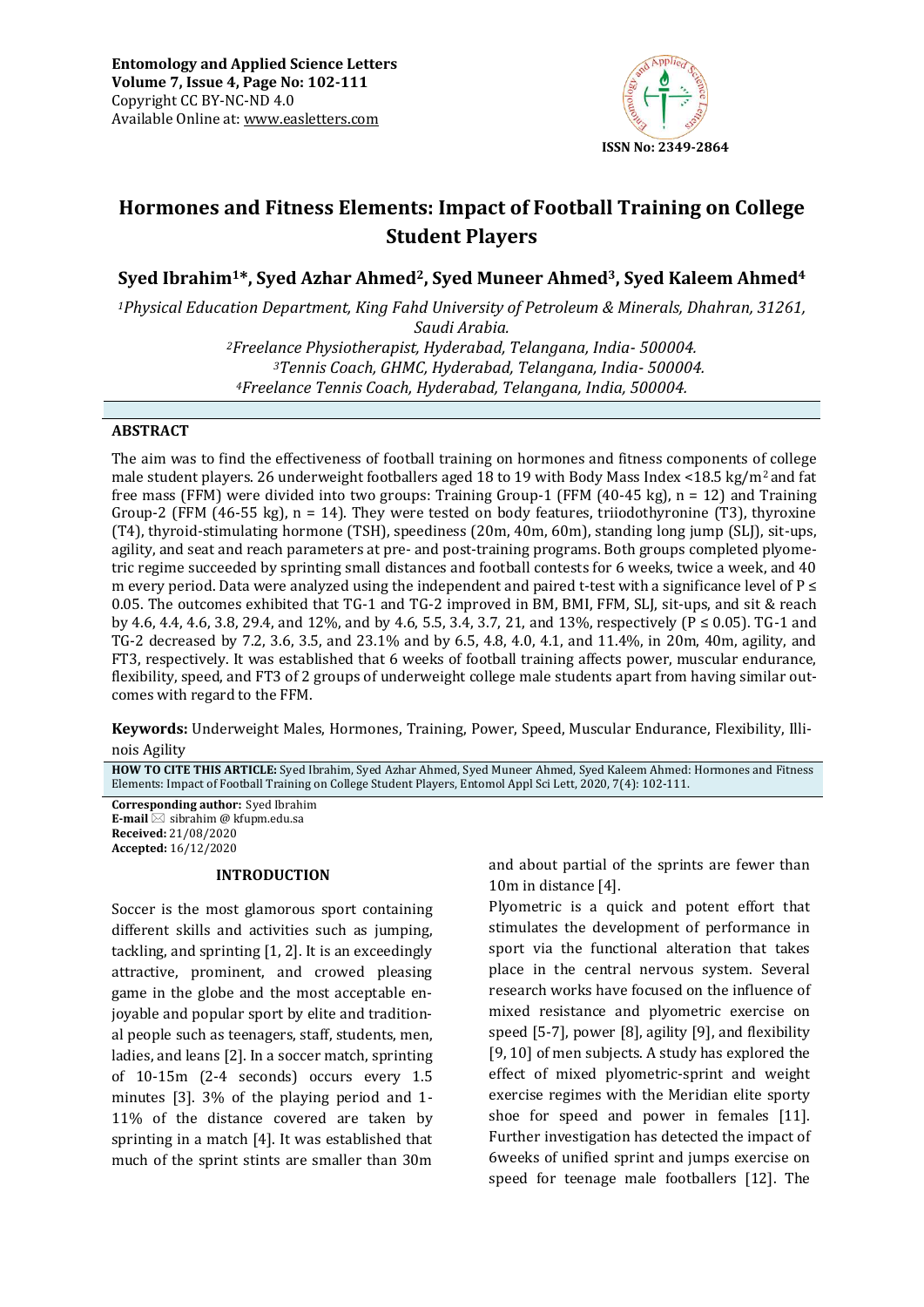Entomology and Applied Science Letters
Volume 7, Issue 4, Page No: 102-111
Copyright CC BY-NC-ND 4.0
Available Online at: www.easletters.com

ISSN No: 2349-2864

# Hormones and Fitness Elements: Impact of Football Training on College Student Players

**Syed Ibrahim[1]*, Syed Azhar Ahmed[2], Syed Muneer Ahmed[3], Syed Kaleem Ahmed[4]**

*[1]Physical Education Department, King Fahd University of Petroleum & Minerals, Dhahran, 31261, Saudi Arabia.*
*[2]Freelance Physiotherapist, Hyderabad, Telangana, India- 500004.*
*[3]Tennis Coach, GHMC, Hyderabad, Telangana, India- 500004.*
*[4]Freelance Tennis Coach, Hyderabad, Telangana, India, 500004.*

## ABSTRACT

The aim was to find the effectiveness of football training on hormones and fitness components of college male student players. 26 underweight footballers aged 18 to 19 with Body Mass Index <18.5 kg/m$^2$ and fat free mass (FFM) were divided into two groups: Training Group-1 (FFM (40-45 kg), n = 12) and Training Group-2 (FFM (46-55 kg), n = 14). They were tested on body features, triiodothyronine (T3), thyroxine (T4), thyroid-stimulating hormone (TSH), speediness (20m, 40m, 60m), standing long jump (SLJ), sit-ups, agility, and seat and reach parameters at pre- and post-training programs. Both groups completed plyometric regime succeeded by sprinting small distances and football contests for 6 weeks, twice a week, and 40 m every period. Data were analyzed using the independent and paired t-test with a significance level of $P \leq 0.05$. The outcomes exhibited that TG-1 and TG-2 improved in BM, BMI, FFM, SLJ, sit-ups, and sit & reach by 4.6, 4.4, 4.6, 3.8, 29.4, and 12%, and by 4.6, 5.5, 3.4, 3.7, 21, and 13%, respectively ($P \leq 0.05$). TG-1 and TG-2 decreased by 7.2, 3.6, 3.5, and 23.1% and by 6.5, 4.8, 4.0, 4.1, and 11.4%, in 20m, 40m, agility, and FT3, respectively. It was established that 6 weeks of football training affects power, muscular endurance, flexibility, speed, and FT3 of 2 groups of underweight college male students apart from having similar outcomes with regard to the FFM.

**Keywords:** Underweight Males, Hormones, Training, Power, Speed, Muscular Endurance, Flexibility, Illinois Agility

**HOW TO CITE THIS ARTICLE:** Syed Ibrahim, Syed Azhar Ahmed, Syed Muneer Ahmed, Syed Kaleem Ahmed: Hormones and Fitness Elements: Impact of Football Training on College Student Players, Entomol Appl Sci Lett, 2020, 7(4): 102-111.

**Corresponding author:** Syed Ibrahim
**E-mail** sibrahim @ kfupm.edu.sa
**Received:** 21/08/2020
**Accepted:** 16/12/2020

## INTRODUCTION

Soccer is the most glamorous sport containing different skills and activities such as jumping, tackling, and sprinting [1, 2]. It is an exceedingly attractive, prominent, and crowed pleasing game in the globe and the most acceptable enjoyable and popular sport by elite and traditional people such as teenagers, staff, students, men, ladies, and leans [2]. In a soccer match, sprinting of 10-15m (2-4 seconds) occurs every 1.5 minutes [3]. 3% of the playing period and 1-11% of the distance covered are taken by sprinting in a match [4]. It was established that much of the sprint stints are smaller than 30m and about partial of the sprints are fewer than 10m in distance [4].

Plyometric is a quick and potent effort that stimulates the development of performance in sport via the functional alteration that takes place in the central nervous system. Several research works have focused on the influence of mixed resistance and plyometric exercise on speed [5-7], power [8], agility [9], and flexibility [9, 10] of men subjects. A study has explored the effect of mixed plyometric-sprint and weight exercise regimes with the Meridian elite sporty shoe for speed and power in females [11]. Further investigation has detected the impact of 6weeks of unified sprint and jumps exercise on speed for teenage male footballers [12]. The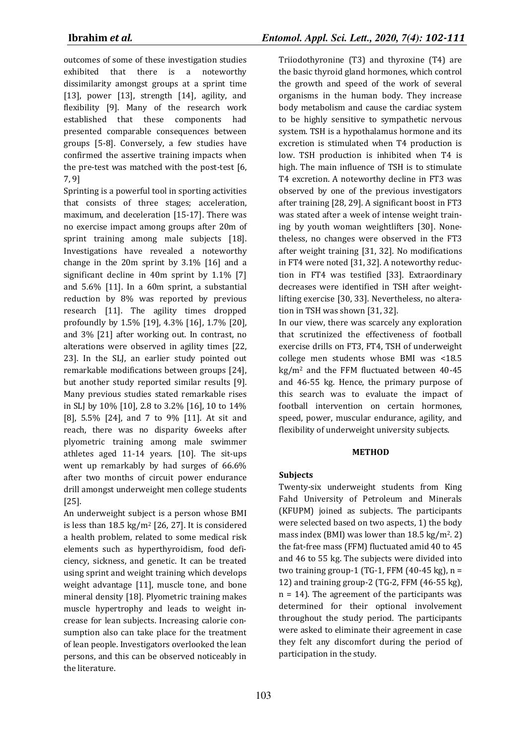outcomes of some of these investigation studies exhibited that there is a noteworthy dissimilarity amongst groups at a sprint time [13], power [13], strength [14], agility, and flexibility [9]. Many of the research work established that these components had presented comparable consequences between groups [5-8]. Conversely, a few studies have confirmed the assertive training impacts when the pre-test was matched with the post-test [6, 7, 9]

Sprinting is a powerful tool in sporting activities that consists of three stages; acceleration, maximum, and deceleration [15-17]. There was no exercise impact among groups after 20m of sprint training among male subjects [18]. Investigations have revealed a noteworthy change in the 20m sprint by 3.1% [16] and a significant decline in 40m sprint by 1.1% [7] and 5.6% [11]. In a 60m sprint, a substantial reduction by 8% was reported by previous research [11]. The agility times dropped profoundly by 1.5% [19], 4.3% [16], 1.7% [20], and 3% [21] after working out. In contrast, no alterations were observed in agility times [22, 23]. In the SLJ, an earlier study pointed out remarkable modifications between groups [24], but another study reported similar results [9]. Many previous studies stated remarkable rises in SLJ by 10% [10], 2.8 to 3.2% [16], 10 to 14% [8], 5.5% [24], and 7 to 9% [11]. At sit and reach, there was no disparity 6weeks after plyometric training among male swimmer athletes aged 11-14 years. [10]. The sit-ups went up remarkably by had surges of 66.6% after two months of circuit power endurance drill amongst underweight men college students [25].

An underweight subject is a person whose BMI is less than 18.5 kg/m$^2$ [26, 27]. It is considered a health problem, related to some medical risk elements such as hyperthyroidism, food deficiency, sickness, and genetic. It can be treated using sprint and weight training which develops weight advantage [11], muscle tone, and bone mineral density [18]. Plyometric training makes muscle hypertrophy and leads to weight increase for lean subjects. Increasing calorie consumption also can take place for the treatment of lean people. Investigators overlooked the lean persons, and this can be observed noticeably in the literature.

Triiodothyronine (T3) and thyroxine (T4) are the basic thyroid gland hormones, which control the growth and speed of the work of several organisms in the human body. They increase body metabolism and cause the cardiac system to be highly sensitive to sympathetic nervous system. TSH is a hypothalamus hormone and its excretion is stimulated when T4 production is low. TSH production is inhibited when T4 is high. The main influence of TSH is to stimulate T4 excretion. A noteworthy decline in FT3 was observed by one of the previous investigators after training [28, 29]. A significant boost in FT3 was stated after a week of intense weight training by youth woman weightlifters [30]. Nonetheless, no changes were observed in the FT3 after weight training [31, 32]. No modifications in FT4 were noted [31, 32]. A noteworthy reduction in FT4 was testified [33]. Extraordinary decreases were identified in TSH after weightlifting exercise [30, 33]. Nevertheless, no alteration in TSH was shown [31, 32].

In our view, there was scarcely any exploration that scrutinized the effectiveness of football exercise drills on FT3, FT4, TSH of underweight college men students whose BMI was <18.5 kg/m$^2$ and the FFM fluctuated between 40-45 and 46-55 kg. Hence, the primary purpose of this search was to evaluate the impact of football intervention on certain hormones, speed, power, muscular endurance, agility, and flexibility of underweight university subjects.

## METHOD

### Subjects

Twenty-six underweight students from King Fahd University of Petroleum and Minerals (KFUPM) joined as subjects. The participants were selected based on two aspects, 1) the body mass index (BMI) was lower than 18.5 kg/m$^2$. 2) the fat-free mass (FFM) fluctuated amid 40 to 45 and 46 to 55 kg. The subjects were divided into two training group-1 (TG-1, FFM (40-45 kg), n = 12) and training group-2 (TG-2, FFM (46-55 kg), n = 14). The agreement of the participants was determined for their optional involvement throughout the study period. The participants were asked to eliminate their agreement in case they felt any discomfort during the period of participation in the study.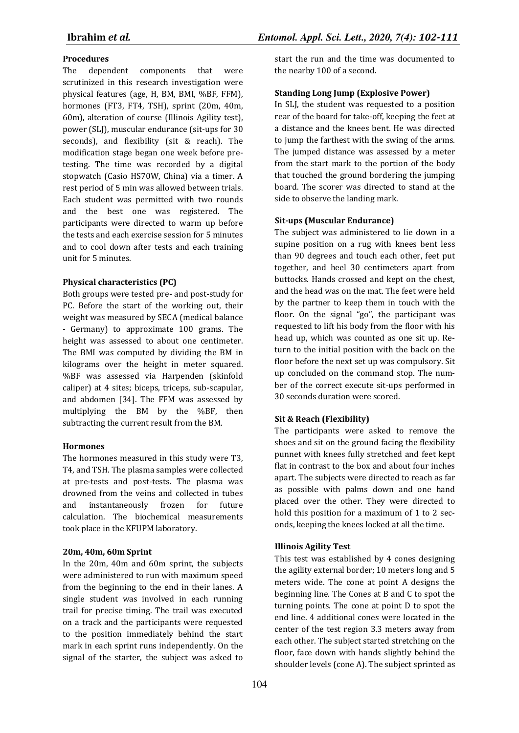### Procedures

The dependent components that were scrutinized in this research investigation were physical features (age, H, BM, BMI, %BF, FFM), hormones (FT3, FT4, TSH), sprint (20m, 40m, 60m), alteration of course (Illinois Agility test), power (SLJ), muscular endurance (sit-ups for 30 seconds), and flexibility (sit & reach). The modification stage began one week before pre-testing. The time was recorded by a digital stopwatch (Casio HS70W, China) via a timer. A rest period of 5 min was allowed between trials. Each student was permitted with two rounds and the best one was registered. The participants were directed to warm up before the tests and each exercise session for 5 minutes and to cool down after tests and each training unit for 5 minutes.

### Physical characteristics (PC)

Both groups were tested pre- and post-study for PC. Before the start of the working out, their weight was measured by SECA (medical balance - Germany) to approximate 100 grams. The height was assessed to about one centimeter. The BMI was computed by dividing the BM in kilograms over the height in meter squared. %BF was assessed via Harpenden (skinfold caliper) at 4 sites; biceps, triceps, sub-scapular, and abdomen [34]. The FFM was assessed by multiplying the BM by the %BF, then subtracting the current result from the BM.

### Hormones

The hormones measured in this study were T3, T4, and TSH. The plasma samples were collected at pre-tests and post-tests. The plasma was drowned from the veins and collected in tubes and instantaneously frozen for future calculation. The biochemical measurements took place in the KFUPM laboratory.

### 20m, 40m, 60m Sprint

In the 20m, 40m and 60m sprint, the subjects were administered to run with maximum speed from the beginning to the end in their lanes. A single student was involved in each running trail for precise timing. The trail was executed on a track and the participants were requested to the position immediately behind the start mark in each sprint runs independently. On the signal of the starter, the subject was asked to start the run and the time was documented to the nearby 100 of a second.

### Standing Long Jump (Explosive Power)

In SLJ, the student was requested to a position rear of the board for take-off, keeping the feet at a distance and the knees bent. He was directed to jump the farthest with the swing of the arms. The jumped distance was assessed by a meter from the start mark to the portion of the body that touched the ground bordering the jumping board. The scorer was directed to stand at the side to observe the landing mark.

### Sit-ups (Muscular Endurance)

The subject was administered to lie down in a supine position on a rug with knees bent less than 90 degrees and touch each other, feet put together, and heel 30 centimeters apart from buttocks. Hands crossed and kept on the chest, and the head was on the mat. The feet were held by the partner to keep them in touch with the floor. On the signal "go", the participant was requested to lift his body from the floor with his head up, which was counted as one sit up. Return to the initial position with the back on the floor before the next set up was compulsory. Sit up concluded on the command stop. The number of the correct execute sit-ups performed in 30 seconds duration were scored.

### Sit & Reach (Flexibility)

The participants were asked to remove the shoes and sit on the ground facing the flexibility punnet with knees fully stretched and feet kept flat in contrast to the box and about four inches apart. The subjects were directed to reach as far as possible with palms down and one hand placed over the other. They were directed to hold this position for a maximum of 1 to 2 seconds, keeping the knees locked at all the time.

### Illinois Agility Test

This test was established by 4 cones designing the agility external border; 10 meters long and 5 meters wide. The cone at point A designs the beginning line. The Cones at B and C to spot the turning points. The cone at point D to spot the end line. 4 additional cones were located in the center of the test region 3.3 meters away from each other. The subject started stretching on the floor, face down with hands slightly behind the shoulder levels (cone A). The subject sprinted as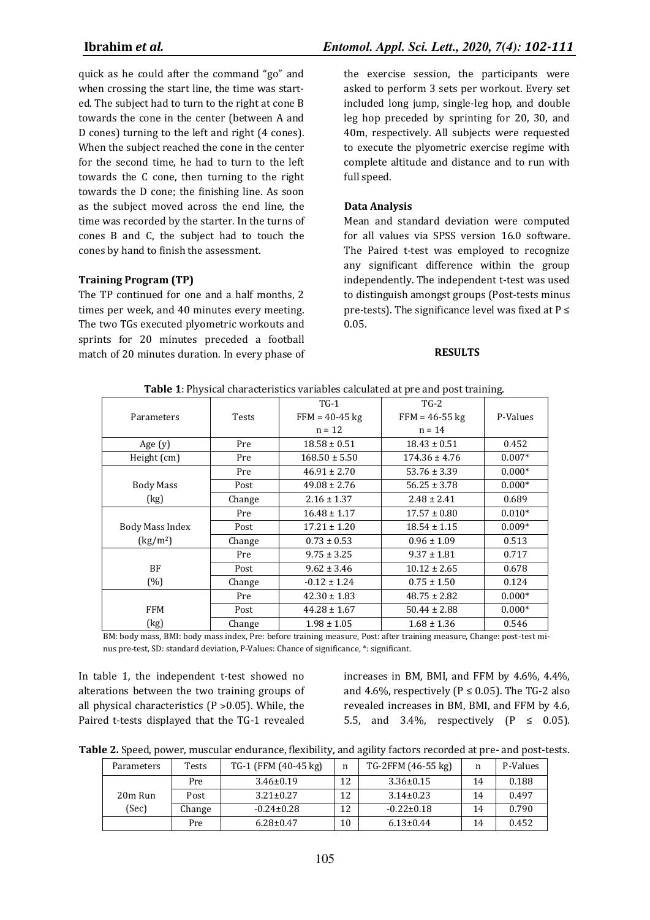quick as he could after the command "go" and when crossing the start line, the time was started. The subject had to turn to the right at cone B towards the cone in the center (between A and D cones) turning to the left and right (4 cones). When the subject reached the cone in the center for the second time, he had to turn to the left towards the C cone, then turning to the right towards the D cone; the finishing line. As soon as the subject moved across the end line, the time was recorded by the starter. In the turns of cones B and C, the subject had to touch the cones by hand to finish the assessment.

**Training Program (TP)**

The TP continued for one and a half months, 2 times per week, and 40 minutes every meeting. The two TGs executed plyometric workouts and sprints for 20 minutes preceded a football match of 20 minutes duration. In every phase of the exercise session, the participants were asked to perform 3 sets per workout. Every set included long jump, single-leg hop, and double leg hop preceded by sprinting for 20, 30, and 40m, respectively. All subjects were requested to execute the plyometric exercise regime with complete altitude and distance and to run with full speed.

**Data Analysis**

Mean and standard deviation were computed for all values via SPSS version 16.0 software. The Paired t-test was employed to recognize any significant difference within the group independently. The independent t-test was used to distinguish amongst groups (Post-tests minus pre-tests). The significance level was fixed at $P \leq 0.05$.

## RESULTS

**Table 1**: Physical characteristics variables calculated at pre and post training.

| Parameters | Tests | TG-1 FFM = 40-45 kg n = 12 | TG-2 FFM = 46-55 kg n = 14 | P-Values |
|---|---|---|---|---|
| Age (y) | Pre | 18.58 ± 0.51 | 18.43 ± 0.51 | 0.452 |
| Height (cm) | Pre | 168.50 ± 5.50 | 174.36 ± 4.76 | 0.007* |
| Body Mass (kg) | Pre | 46.91 ± 2.70 | 53.76 ± 3.39 | 0.000* |
| | Post | 49.08 ± 2.76 | 56.25 ± 3.78 | 0.000* |
| | Change | 2.16 ± 1.37 | 2.48 ± 2.41 | 0.689 |
| Body Mass Index (kg/m²) | Pre | 16.48 ± 1.17 | 17.57 ± 0.80 | 0.010* |
| | Post | 17.21 ± 1.20 | 18.54 ± 1.15 | 0.009* |
| | Change | 0.73 ± 0.53 | 0.96 ± 1.09 | 0.513 |
| BF (%) | Pre | 9.75 ± 3.25 | 9.37 ± 1.81 | 0.717 |
| | Post | 9.62 ± 3.46 | 10.12 ± 2.65 | 0.678 |
| | Change | -0.12 ± 1.24 | 0.75 ± 1.50 | 0.124 |
| FFM (kg) | Pre | 42.30 ± 1.83 | 48.75 ± 2.82 | 0.000* |
| | Post | 44.28 ± 1.67 | 50.44 ± 2.88 | 0.000* |
| | Change | 1.98 ± 1.05 | 1.68 ± 1.36 | 0.546 |

BM: body mass, BMI: body mass index, Pre: before training measure, Post: after training measure, Change: post-test minus pre-test, SD: standard deviation, P-Values: Chance of significance, *: significant.

In table 1, the independent t-test showed no alterations between the two training groups of all physical characteristics ($P > 0.05$). While, the Paired t-tests displayed that the TG-1 revealed increases in BM, BMI, and FFM by 4.6%, 4.4%, and 4.6%, respectively ($P \leq 0.05$). The TG-2 also revealed increases in BM, BMI, and FFM by 4.6, 5.5, and 3.4%, respectively ($P \leq 0.05$).

**Table 2.** Speed, power, muscular endurance, flexibility, and agility factors recorded at pre- and post-tests.

| Parameters | Tests | TG-1 (FFM (40-45 kg) | n | TG-2FFM (46-55 kg) | n | P-Values |
|---|---|---|---|---|---|---|
| 20m Run (Sec) | Pre | 3.46±0.19 | 12 | 3.36±0.15 | 14 | 0.188 |
| | Post | 3.21±0.27 | 12 | 3.14±0.23 | 14 | 0.497 |
| | Change | -0.24±0.28 | 12 | -0.22±0.18 | 14 | 0.790 |
| | Pre | 6.28±0.47 | 10 | 6.13±0.44 | 14 | 0.452 |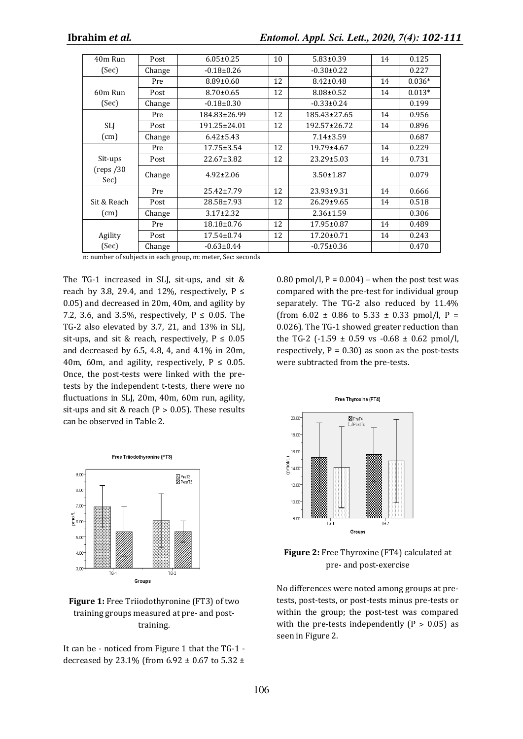| | | | | | | |
|---|---|---|---|---|---|---|
| 40m Run (Sec) | Post | 6.05±0.25 | 10 | 5.83±0.39 | 14 | 0.125 |
| | Change | -0.18±0.26 | | -0.30±0.22 | | 0.227 |
| 60m Run (Sec) | Pre | 8.89±0.60 | 12 | 8.42±0.48 | 14 | 0.036* |
| | Post | 8.70±0.65 | 12 | 8.08±0.52 | 14 | 0.013* |
| | Change | -0.18±0.30 | | -0.33±0.24 | | 0.199 |
| SLJ (cm) | Pre | 184.83±26.99 | 12 | 185.43±27.65 | 14 | 0.956 |
| | Post | 191.25±24.01 | 12 | 192.57±26.72 | 14 | 0.896 |
| | Change | 6.42±5.43 | | 7.14±3.59 | | 0.687 |
| Sit-ups (reps /30 Sec) | Pre | 17.75±3.54 | 12 | 19.79±4.67 | 14 | 0.229 |
| | Post | 22.67±3.82 | 12 | 23.29±5.03 | 14 | 0.731 |
| | Change | 4.92±2.06 | | 3.50±1.87 | | 0.079 |
| Sit & Reach (cm) | Pre | 25.42±7.79 | 12 | 23.93±9.31 | 14 | 0.666 |
| | Post | 28.58±7.93 | 12 | 26.29±9.65 | 14 | 0.518 |
| | Change | 3.17±2.32 | | 2.36±1.59 | | 0.306 |
| Agility (Sec) | Pre | 18.18±0.76 | 12 | 17.95±0.87 | 14 | 0.489 |
| | Post | 17.54±0.74 | 12 | 17.20±0.71 | 14 | 0.243 |
| | Change | -0.63±0.44 | | -0.75±0.36 | | 0.470 |

n: number of subjects in each group, m: meter, Sec: seconds

The TG-1 increased in SLJ, sit-ups, and sit & reach by 3.8, 29.4, and 12%, respectively, $P \leq 0.05$) and decreased in 20m, 40m, and agility by 7.2, 3.6, and 3.5%, respectively, $P \leq 0.05$. The TG-2 also elevated by 3.7, 21, and 13% in SLJ, sit-ups, and sit & reach, respectively, $P \leq 0.05$ and decreased by 6.5, 4.8, 4, and 4.1% in 20m, 40m, 60m, and agility, respectively, $P \leq 0.05$. Once, the post-tests were linked with the pre-tests by the independent t-tests, there were no fluctuations in SLJ, 20m, 40m, 60m run, agility, sit-ups and sit & reach ($P > 0.05$). These results can be observed in Table 2.

**Figure 1:** Free Triiodothyronine (FT3) of two training groups measured at pre- and post-training.

It can be - noticed from Figure 1 that the TG-1 - decreased by 23.1% (from 6.92 ± 0.67 to 5.32 ± 0.80 pmol/l, P = 0.004) – when the post test was compared with the pre-test for individual group separately. The TG-2 also reduced by 11.4% (from 6.02 ± 0.86 to 5.33 ± 0.33 pmol/l, P = 0.026). The TG-1 showed greater reduction than the TG-2 (-1.59 ± 0.59 vs -0.68 ± 0.62 pmol/l, respectively, P = 0.30) as soon as the post-tests were subtracted from the pre-tests.

**Figure 2:** Free Thyroxine (FT4) calculated at pre- and post-exercise

No differences were noted among groups at pre-tests, post-tests, or post-tests minus pre-tests or within the group; the post-test was compared with the pre-tests independently ($P > 0.05$) as seen in Figure 2.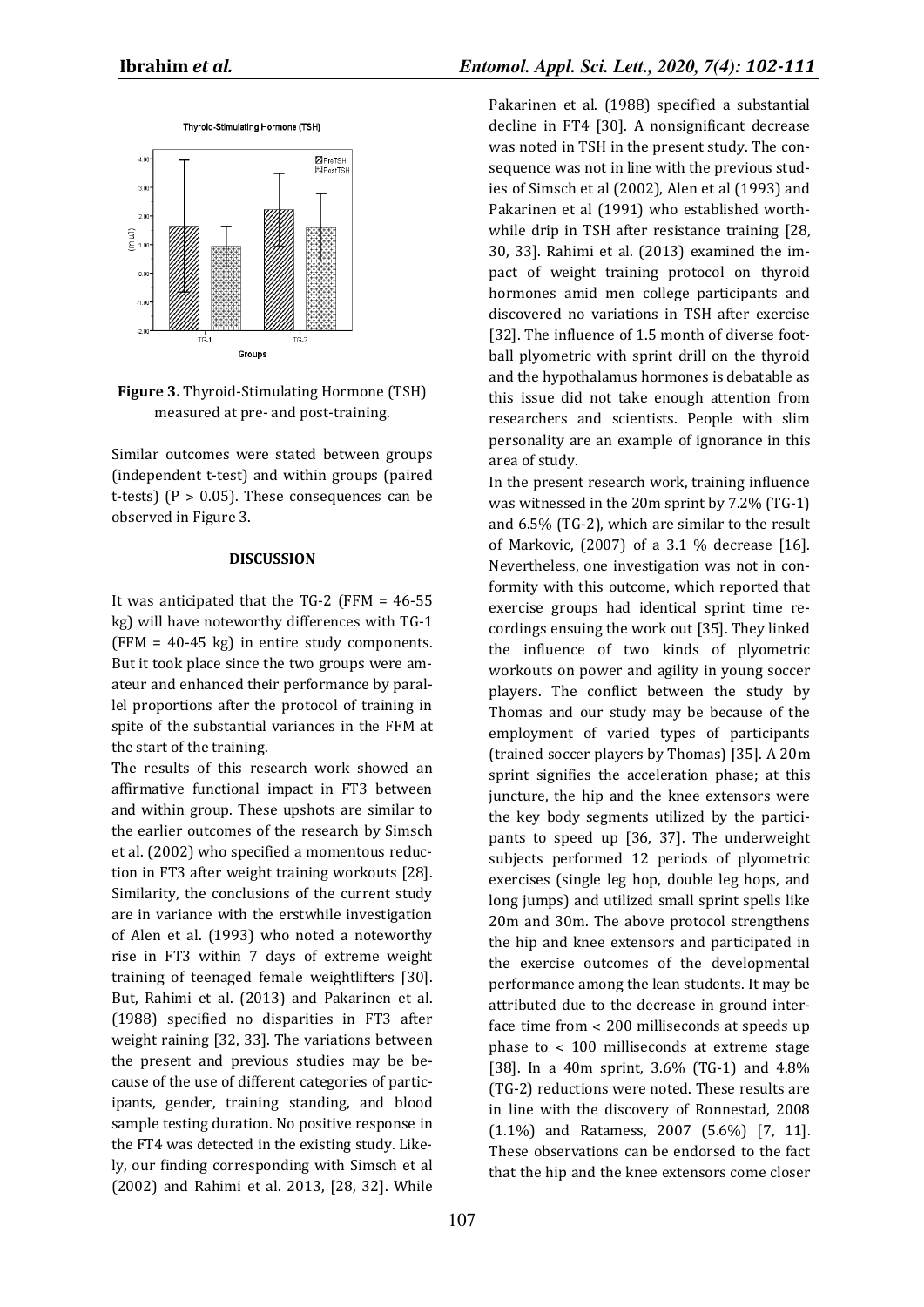**Figure 3.** Thyroid-Stimulating Hormone (TSH) measured at pre- and post-training.

Similar outcomes were stated between groups (independent t-test) and within groups (paired t-tests) (P > 0.05). These consequences can be observed in Figure 3.

### DISCUSSION

It was anticipated that the TG-2 (FFM = 46-55 kg) will have noteworthy differences with TG-1 (FFM = 40-45 kg) in entire study components. But it took place since the two groups were amateur and enhanced their performance by parallel proportions after the protocol of training in spite of the substantial variances in the FFM at the start of the training.

The results of this research work showed an affirmative functional impact in FT3 between and within group. These upshots are similar to the earlier outcomes of the research by Simsch et al. (2002) who specified a momentous reduction in FT3 after weight training workouts [28]. Similarity, the conclusions of the current study are in variance with the erstwhile investigation of Alen et al. (1993) who noted a noteworthy rise in FT3 within 7 days of extreme weight training of teenaged female weightlifters [30]. But, Rahimi et al. (2013) and Pakarinen et al. (1988) specified no disparities in FT3 after weight raining [32, 33]. The variations between the present and previous studies may be because of the use of different categories of participants, gender, training standing, and blood sample testing duration. No positive response in the FT4 was detected in the existing study. Likely, our finding corresponding with Simsch et al (2002) and Rahimi et al. 2013, [28, 32]. While Pakarinen et al. (1988) specified a substantial decline in FT4 [30]. A nonsignificant decrease was noted in TSH in the present study. The consequence was not in line with the previous studies of Simsch et al (2002), Alen et al (1993) and Pakarinen et al (1991) who established worthwhile drip in TSH after resistance training [28, 30, 33]. Rahimi et al. (2013) examined the impact of weight training protocol on thyroid hormones amid men college participants and discovered no variations in TSH after exercise [32]. The influence of 1.5 month of diverse football plyometric with sprint drill on the thyroid and the hypothalamus hormones is debatable as this issue did not take enough attention from researchers and scientists. People with slim personality are an example of ignorance in this area of study.

In the present research work, training influence was witnessed in the 20m sprint by 7.2% (TG-1) and 6.5% (TG-2), which are similar to the result of Markovic, (2007) of a 3.1 % decrease [16]. Nevertheless, one investigation was not in conformity with this outcome, which reported that exercise groups had identical sprint time recordings ensuing the work out [35]. They linked the influence of two kinds of plyometric workouts on power and agility in young soccer players. The conflict between the study by Thomas and our study may be because of the employment of varied types of participants (trained soccer players by Thomas) [35]. A 20m sprint signifies the acceleration phase; at this juncture, the hip and the knee extensors were the key body segments utilized by the participants to speed up [36, 37]. The underweight subjects performed 12 periods of plyometric exercises (single leg hop, double leg hops, and long jumps) and utilized small sprint spells like 20m and 30m. The above protocol strengthens the hip and knee extensors and participated in the exercise outcomes of the developmental performance among the lean students. It may be attributed due to the decrease in ground interface time from < 200 milliseconds at speeds up phase to < 100 milliseconds at extreme stage [38]. In a 40m sprint, 3.6% (TG-1) and 4.8% (TG-2) reductions were noted. These results are in line with the discovery of Ronnestad, 2008 (1.1%) and Ratamess, 2007 (5.6%) [7, 11]. These observations can be endorsed to the fact that the hip and the knee extensors come closer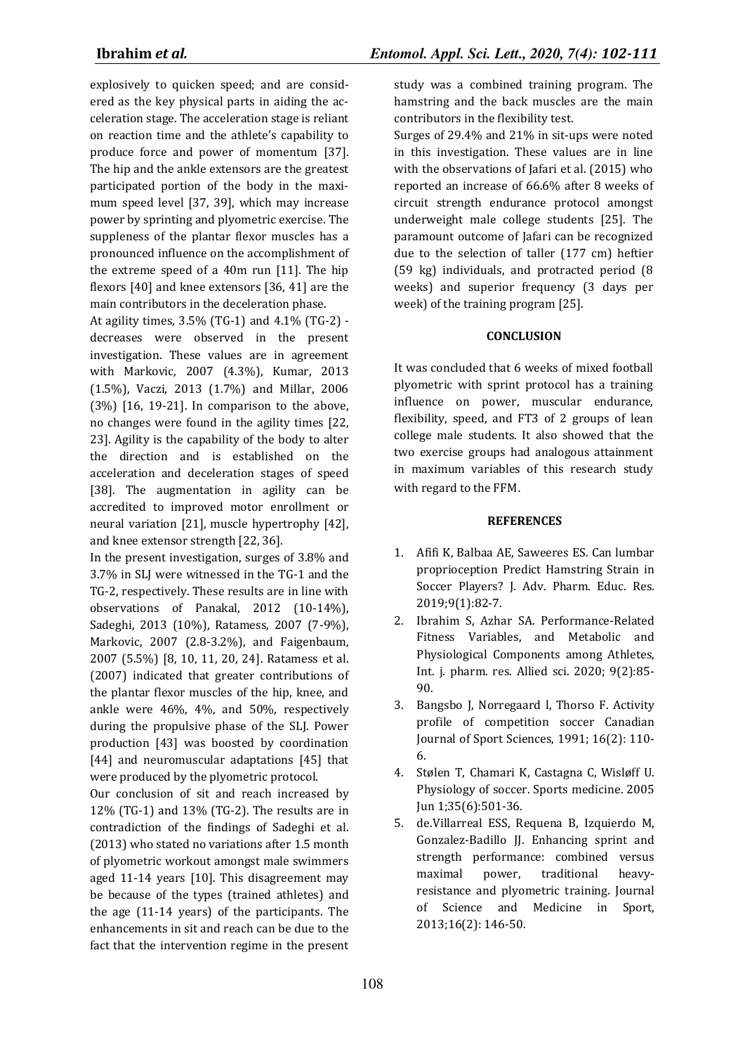explosively to quicken speed; and are considered as the key physical parts in aiding the acceleration stage. The acceleration stage is reliant on reaction time and the athlete's capability to produce force and power of momentum [37]. The hip and the ankle extensors are the greatest participated portion of the body in the maximum speed level [37, 39], which may increase power by sprinting and plyometric exercise. The suppleness of the plantar flexor muscles has a pronounced influence on the accomplishment of the extreme speed of a 40m run [11]. The hip flexors [40] and knee extensors [36, 41] are the main contributors in the deceleration phase.

At agility times, 3.5% (TG-1) and 4.1% (TG-2) - decreases were observed in the present investigation. These values are in agreement with Markovic, 2007 (4.3%), Kumar, 2013 (1.5%), Vaczi, 2013 (1.7%) and Millar, 2006 (3%) [16, 19-21]. In comparison to the above, no changes were found in the agility times [22, 23]. Agility is the capability of the body to alter the direction and is established on the acceleration and deceleration stages of speed [38]. The augmentation in agility can be accredited to improved motor enrollment or neural variation [21], muscle hypertrophy [42], and knee extensor strength [22, 36].

In the present investigation, surges of 3.8% and 3.7% in SLJ were witnessed in the TG-1 and the TG-2, respectively. These results are in line with observations of Panakal, 2012 (10-14%), Sadeghi, 2013 (10%), Ratamess, 2007 (7-9%), Markovic, 2007 (2.8-3.2%), and Faigenbaum, 2007 (5.5%) [8, 10, 11, 20, 24]. Ratamess et al. (2007) indicated that greater contributions of the plantar flexor muscles of the hip, knee, and ankle were 46%, 4%, and 50%, respectively during the propulsive phase of the SLJ. Power production [43] was boosted by coordination [44] and neuromuscular adaptations [45] that were produced by the plyometric protocol.

Our conclusion of sit and reach increased by 12% (TG-1) and 13% (TG-2). The results are in contradiction of the findings of Sadeghi et al. (2013) who stated no variations after 1.5 month of plyometric workout amongst male swimmers aged 11-14 years [10]. This disagreement may be because of the types (trained athletes) and the age (11-14 years) of the participants. The enhancements in sit and reach can be due to the fact that the intervention regime in the present study was a combined training program. The hamstring and the back muscles are the main contributors in the flexibility test.

Surges of 29.4% and 21% in sit-ups were noted in this investigation. These values are in line with the observations of Jafari et al. (2015) who reported an increase of 66.6% after 8 weeks of circuit strength endurance protocol amongst underweight male college students [25]. The paramount outcome of Jafari can be recognized due to the selection of taller (177 cm) heftier (59 kg) individuals, and protracted period (8 weeks) and superior frequency (3 days per week) of the training program [25].

## CONCLUSION

It was concluded that 6 weeks of mixed football plyometric with sprint protocol has a training influence on power, muscular endurance, flexibility, speed, and FT3 of 2 groups of lean college male students. It also showed that the two exercise groups had analogous attainment in maximum variables of this research study with regard to the FFM.

## REFERENCES

1. Afifi K, Balbaa AE, Saweeres ES. Can lumbar proprioception Predict Hamstring Strain in Soccer Players? J. Adv. Pharm. Educ. Res. 2019;9(1):82-7.
2. Ibrahim S, Azhar SA. Performance-Related Fitness Variables, and Metabolic and Physiological Components among Athletes, Int. j. pharm. res. Allied sci. 2020; 9(2):85-90.
3. Bangsbo J, Norregaard l, Thorso F. Activity profile of competition soccer Canadian Journal of Sport Sciences, 1991; 16(2): 110-6.
4. Stølen T, Chamari K, Castagna C, Wisløff U. Physiology of soccer. Sports medicine. 2005 Jun 1;35(6):501-36.
5. de.Villarreal ESS, Requena B, Izquierdo M, Gonzalez-Badillo JJ. Enhancing sprint and strength performance: combined versus maximal power, traditional heavy-resistance and plyometric training. Journal of Science and Medicine in Sport, 2013;16(2): 146-50.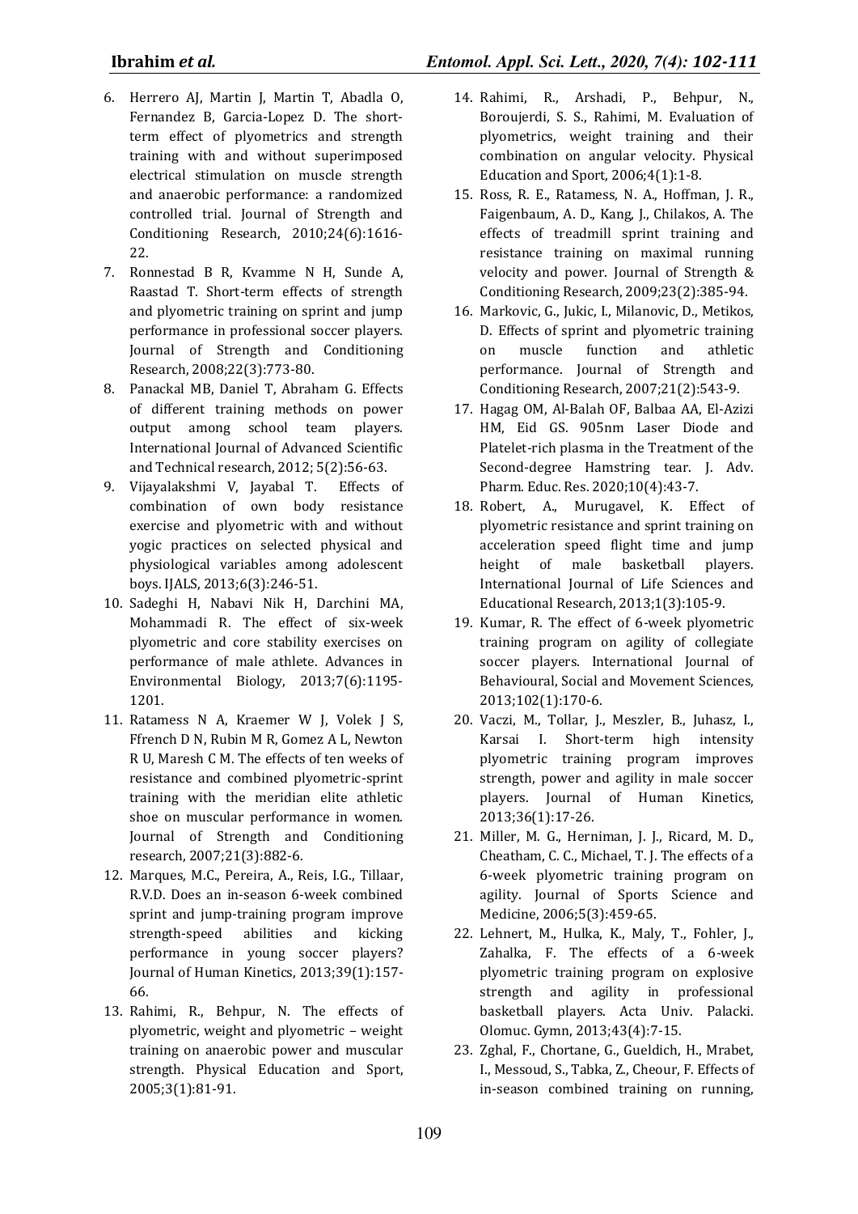6. Herrero AJ, Martin J, Martin T, Abadla O, Fernandez B, Garcia-Lopez D. The short-term effect of plyometrics and strength training with and without superimposed electrical stimulation on muscle strength and anaerobic performance: a randomized controlled trial. Journal of Strength and Conditioning Research, 2010;24(6):1616-22.
7. Ronnestad B R, Kvamme N H, Sunde A, Raastad T. Short-term effects of strength and plyometric training on sprint and jump performance in professional soccer players. Journal of Strength and Conditioning Research, 2008;22(3):773-80.
8. Panackal MB, Daniel T, Abraham G. Effects of different training methods on power output among school team players. International Journal of Advanced Scientific and Technical research, 2012; 5(2):56-63.
9. Vijayalakshmi V, Jayabal T. Effects of combination of own body resistance exercise and plyometric with and without yogic practices on selected physical and physiological variables among adolescent boys. IJALS, 2013;6(3):246-51.
10. Sadeghi H, Nabavi Nik H, Darchini MA, Mohammadi R. The effect of six-week plyometric and core stability exercises on performance of male athlete. Advances in Environmental Biology, 2013;7(6):1195-1201.
11. Ratamess N A, Kraemer W J, Volek J S, Ffrench D N, Rubin M R, Gomez A L, Newton R U, Maresh C M. The effects of ten weeks of resistance and combined plyometric-sprint training with the meridian elite athletic shoe on muscular performance in women. Journal of Strength and Conditioning research, 2007;21(3):882-6.
12. Marques, M.C., Pereira, A., Reis, I.G., Tillaar, R.V.D. Does an in-season 6-week combined sprint and jump-training program improve strength-speed abilities and kicking performance in young soccer players? Journal of Human Kinetics, 2013;39(1):157-66.
13. Rahimi, R., Behpur, N. The effects of plyometric, weight and plyometric – weight training on anaerobic power and muscular strength. Physical Education and Sport, 2005;3(1):81-91.
14. Rahimi, R., Arshadi, P., Behpur, N., Boroujerdi, S. S., Rahimi, M. Evaluation of plyometrics, weight training and their combination on angular velocity. Physical Education and Sport, 2006;4(1):1-8.
15. Ross, R. E., Ratamess, N. A., Hoffman, J. R., Faigenbaum, A. D., Kang, J., Chilakos, A. The effects of treadmill sprint training and resistance training on maximal running velocity and power. Journal of Strength & Conditioning Research, 2009;23(2):385-94.
16. Markovic, G., Jukic, I., Milanovic, D., Metikos, D. Effects of sprint and plyometric training on muscle function and athletic performance. Journal of Strength and Conditioning Research, 2007;21(2):543-9.
17. Hagag OM, Al-Balah OF, Balbaa AA, El-Azizi HM, Eid GS. 905nm Laser Diode and Platelet-rich plasma in the Treatment of the Second-degree Hamstring tear. J. Adv. Pharm. Educ. Res. 2020;10(4):43-7.
18. Robert, A., Murugavel, K. Effect of plyometric resistance and sprint training on acceleration speed flight time and jump height of male basketball players. International Journal of Life Sciences and Educational Research, 2013;1(3):105-9.
19. Kumar, R. The effect of 6-week plyometric training program on agility of collegiate soccer players. International Journal of Behavioural, Social and Movement Sciences, 2013;102(1):170-6.
20. Vaczi, M., Tollar, J., Meszler, B., Juhasz, I., Karsai I. Short-term high intensity plyometric training program improves strength, power and agility in male soccer players. Journal of Human Kinetics, 2013;36(1):17-26.
21. Miller, M. G., Herniman, J. J., Ricard, M. D., Cheatham, C. C., Michael, T. J. The effects of a 6-week plyometric training program on agility. Journal of Sports Science and Medicine, 2006;5(3):459-65.
22. Lehnert, M., Hulka, K., Maly, T., Fohler, J., Zahalka, F. The effects of a 6-week plyometric training program on explosive strength and agility in professional basketball players. Acta Univ. Palacki. Olomuc. Gymn, 2013;43(4):7-15.
23. Zghal, F., Chortane, G., Gueldich, H., Mrabet, I., Messoud, S., Tabka, Z., Cheour, F. Effects of in-season combined training on running,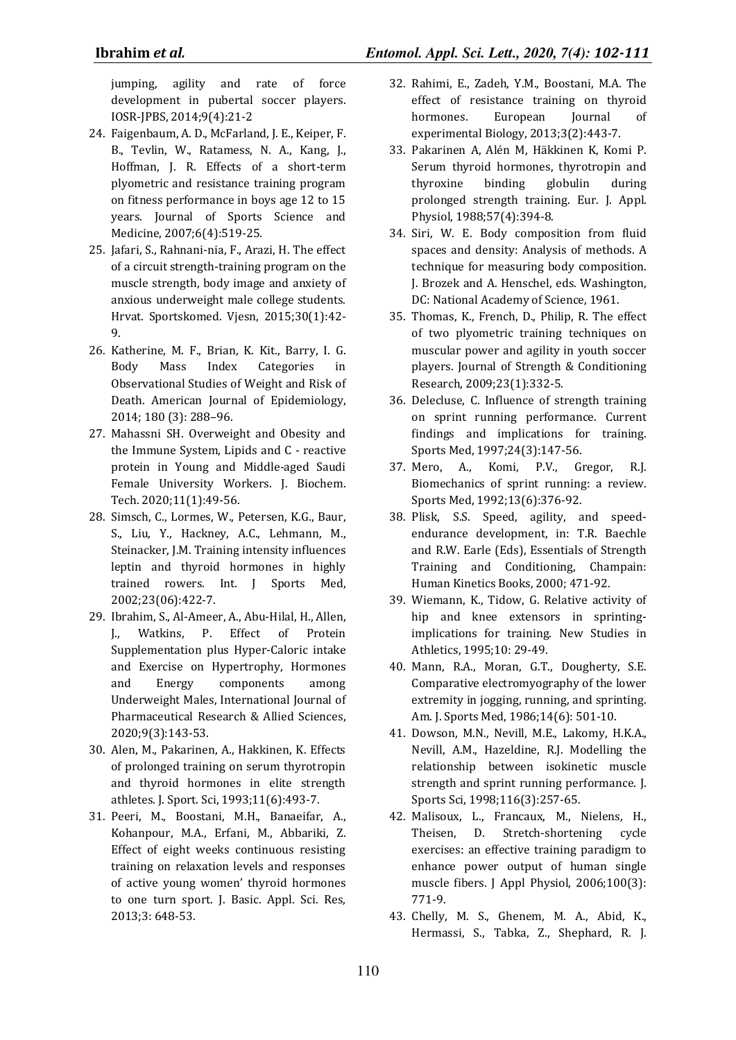jumping, agility and rate of force development in pubertal soccer players. IOSR-JPBS, 2014;9(4):21-2

24. Faigenbaum, A. D., McFarland, J. E., Keiper, F. B., Tevlin, W., Ratamess, N. A., Kang, J., Hoffman, J. R. Effects of a short-term plyometric and resistance training program on fitness performance in boys age 12 to 15 years. Journal of Sports Science and Medicine, 2007;6(4):519-25.
25. Jafari, S., Rahnani-nia, F., Arazi, H. The effect of a circuit strength-training program on the muscle strength, body image and anxiety of anxious underweight male college students. Hrvat. Sportskomed. Vjesn, 2015;30(1):42-9.
26. Katherine, M. F., Brian, K. Kit., Barry, I. G. Body Mass Index Categories in Observational Studies of Weight and Risk of Death. American Journal of Epidemiology, 2014; 180 (3): 288–96.
27. Mahassni SH. Overweight and Obesity and the Immune System, Lipids and C - reactive protein in Young and Middle-aged Saudi Female University Workers. J. Biochem. Tech. 2020;11(1):49-56.
28. Simsch, C., Lormes, W., Petersen, K.G., Baur, S., Liu, Y., Hackney, A.C., Lehmann, M., Steinacker, J.M. Training intensity influences leptin and thyroid hormones in highly trained rowers. Int. J Sports Med, 2002;23(06):422-7.
29. Ibrahim, S., Al-Ameer, A., Abu-Hilal, H., Allen, J., Watkins, P. Effect of Protein Supplementation plus Hyper-Caloric intake and Exercise on Hypertrophy, Hormones and Energy components among Underweight Males, International Journal of Pharmaceutical Research & Allied Sciences, 2020;9(3):143-53.
30. Alen, M., Pakarinen, A., Hakkinen, K. Effects of prolonged training on serum thyrotropin and thyroid hormones in elite strength athletes. J. Sport. Sci, 1993;11(6):493-7.
31. Peeri, M., Boostani, M.H., Banaeifar, A., Kohanpour, M.A., Erfani, M., Abbariki, Z. Effect of eight weeks continuous resisting training on relaxation levels and responses of active young women' thyroid hormones to one turn sport. J. Basic. Appl. Sci. Res, 2013;3: 648-53.
32. Rahimi, E., Zadeh, Y.M., Boostani, M.A. The effect of resistance training on thyroid hormones. European Journal of experimental Biology, 2013;3(2):443-7.
33. Pakarinen A, Alén M, Häkkinen K, Komi P. Serum thyroid hormones, thyrotropin and thyroxine binding globulin during prolonged strength training. Eur. J. Appl. Physiol, 1988;57(4):394-8.
34. Siri, W. E. Body composition from fluid spaces and density: Analysis of methods. A technique for measuring body composition. J. Brozek and A. Henschel, eds. Washington, DC: National Academy of Science, 1961.
35. Thomas, K., French, D., Philip, R. The effect of two plyometric training techniques on muscular power and agility in youth soccer players. Journal of Strength & Conditioning Research, 2009;23(1):332-5.
36. Delecluse, C. Influence of strength training on sprint running performance. Current findings and implications for training. Sports Med, 1997;24(3):147-56.
37. Mero, A., Komi, P.V., Gregor, R.J. Biomechanics of sprint running: a review. Sports Med, 1992;13(6):376-92.
38. Plisk, S.S. Speed, agility, and speed-endurance development, in: T.R. Baechle and R.W. Earle (Eds), Essentials of Strength Training and Conditioning, Champain: Human Kinetics Books, 2000; 471-92.
39. Wiemann, K., Tidow, G. Relative activity of hip and knee extensors in sprinting-implications for training. New Studies in Athletics, 1995;10: 29-49.
40. Mann, R.A., Moran, G.T., Dougherty, S.E. Comparative electromyography of the lower extremity in jogging, running, and sprinting. Am. J. Sports Med, 1986;14(6): 501-10.
41. Dowson, M.N., Nevill, M.E., Lakomy, H.K.A., Nevill, A.M., Hazeldine, R.J. Modelling the relationship between isokinetic muscle strength and sprint running performance. J. Sports Sci, 1998;116(3):257-65.
42. Malisoux, L., Francaux, M., Nielens, H., Theisen, D. Stretch-shortening cycle exercises: an effective training paradigm to enhance power output of human single muscle fibers. J Appl Physiol, 2006;100(3): 771-9.
43. Chelly, M. S., Ghenem, M. A., Abid, K., Hermassi, S., Tabka, Z., Shephard, R. J.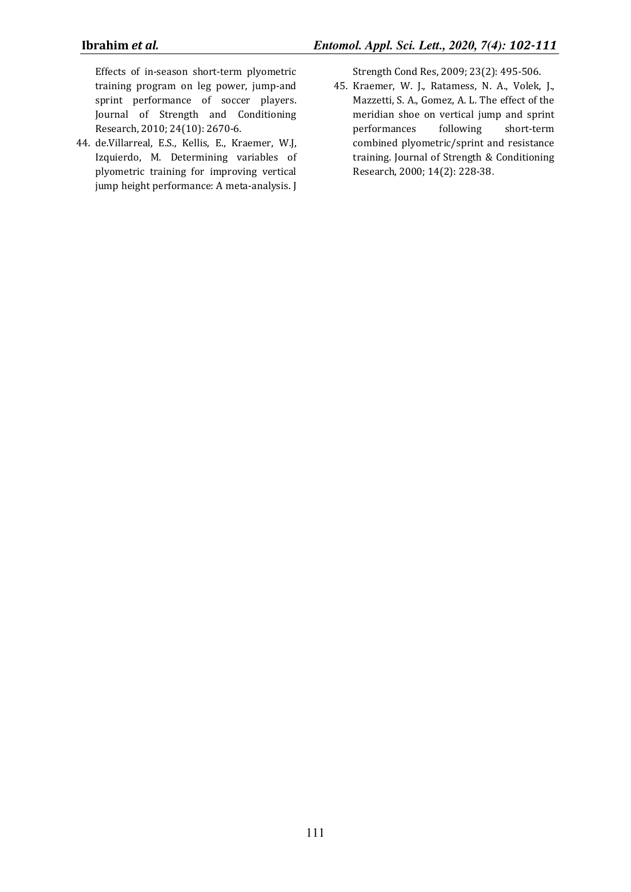Effects of in-season short-term plyometric training program on leg power, jump-and sprint performance of soccer players. Journal of Strength and Conditioning Research, 2010; 24(10): 2670-6.

44. de.Villarreal, E.S., Kellis, E., Kraemer, W.J, Izquierdo, M. Determining variables of plyometric training for improving vertical jump height performance: A meta-analysis. J Strength Cond Res, 2009; 23(2): 495-506.
45. Kraemer, W. J., Ratamess, N. A., Volek, J., Mazzetti, S. A., Gomez, A. L. The effect of the meridian shoe on vertical jump and sprint performances following short-term combined plyometric/sprint and resistance training. Journal of Strength & Conditioning Research, 2000; 14(2): 228-38.